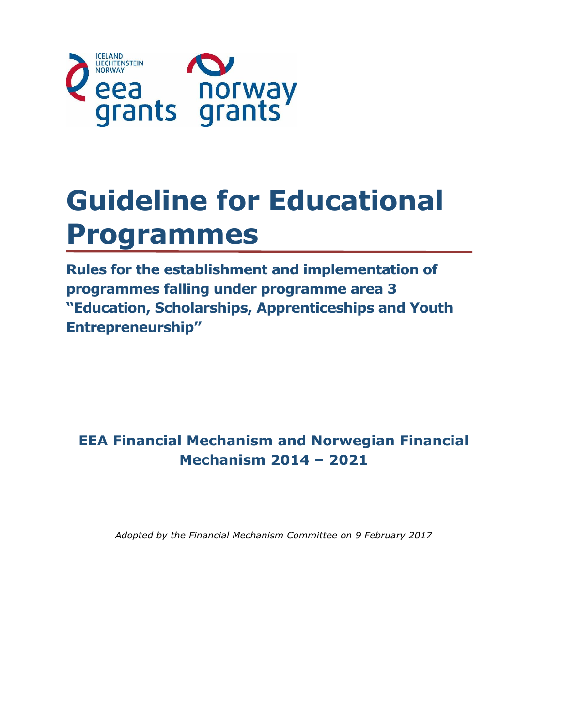# Guideline for Educational Programmes

**Rules for the establishment and implementation of programmes falling under programme area 3 "Education, Scholarships, Apprenticeships and Youth Entrepreneurship"**

**EEA Financial Mechanism and Norwegian Financial Mechanism 2014 – 2021**

*Adopted by the Financial Mechanism Committee on 9 February 2017*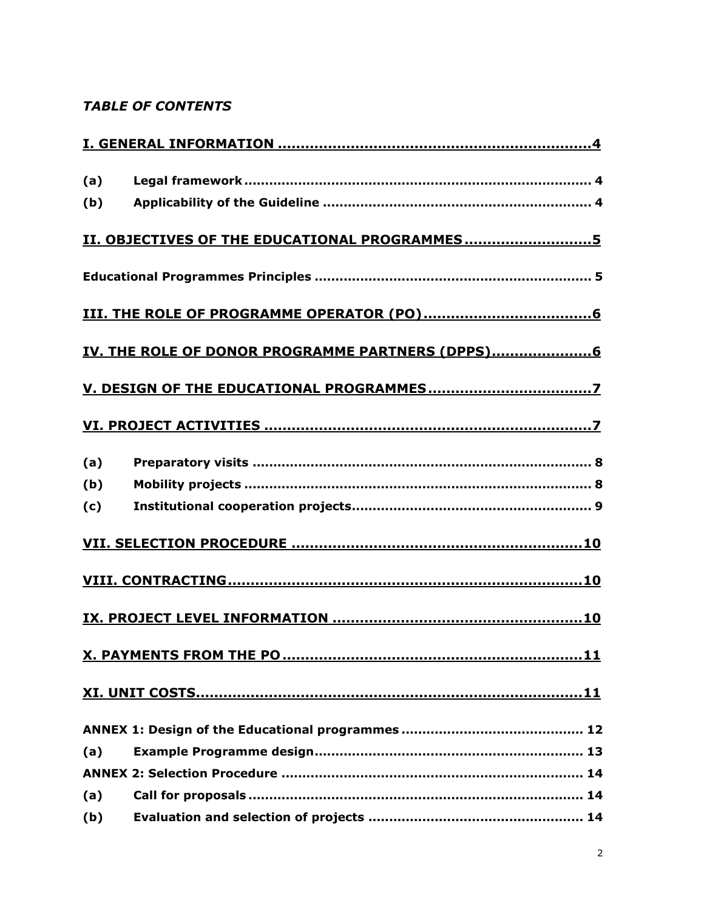*TABLE OF CONTENTS*

**I. GENERAL INFORMATION ....................................................................4**

**(a) Legal framework .................................................................................. 4**

**(b) Applicability of the Guideline ................................................................ 4**

**II. OBJECTIVES OF THE EDUCATIONAL PROGRAMMES ...........................5**

**Educational Programmes Principles .................................................................. 5**

**III. THE ROLE OF PROGRAMME OPERATOR (PO) .....................................6**

**IV. THE ROLE OF DONOR PROGRAMME PARTNERS (DPPS) .....................6**

**V. DESIGN OF THE EDUCATIONAL PROGRAMMES ....................................7**

**VI. PROJECT ACTIVITIES ........................................................................7**

**(a) Preparatory visits ................................................................................. 8**

**(b) Mobility projects .................................................................................. 8**

**(c) Institutional cooperation projects ......................................................... 9**

**VII. SELECTION PROCEDURE ................................................................10**

**VIII. CONTRACTING ............................................................................10**

**IX. PROJECT LEVEL INFORMATION ......................................................10**

**X. PAYMENTS FROM THE PO ................................................................11**

**XI. UNIT COSTS ....................................................................................11**

**ANNEX 1: Design of the Educational programmes ........................................... 12**

**(a) Example Programme design ................................................................ 13**

**ANNEX 2: Selection Procedure ........................................................................ 14**

**(a) Call for proposals ................................................................................ 14**

**(b) Evaluation and selection of projects ................................................... 14**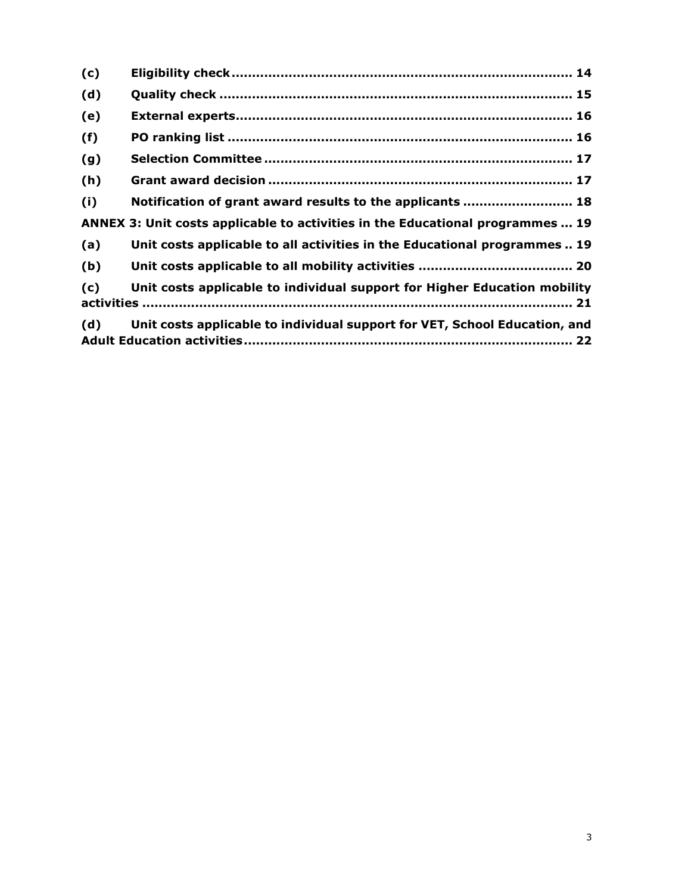**(c) Eligibility check ................................................................................ 14**

**(d) Quality check ..................................................................................... 15**

**(e) External experts.................................................................................. 16**

**(f) PO ranking list .................................................................................... 16**

**(g) Selection Committee ........................................................................... 17**

**(h) Grant award decision .......................................................................... 17**

**(i) Notification of grant award results to the applicants .......................... 18**

**ANNEX 3: Unit costs applicable to activities in the Educational programmes ... 19**

**(a) Unit costs applicable to all activities in the Educational programmes .. 19**

**(b) Unit costs applicable to all mobility activities ..................................... 20**

**(c) Unit costs applicable to individual support for Higher Education mobility activities ........................................................................................................ 21**

**(d) Unit costs applicable to individual support for VET, School Education, and Adult Education activities................................................................................ 22**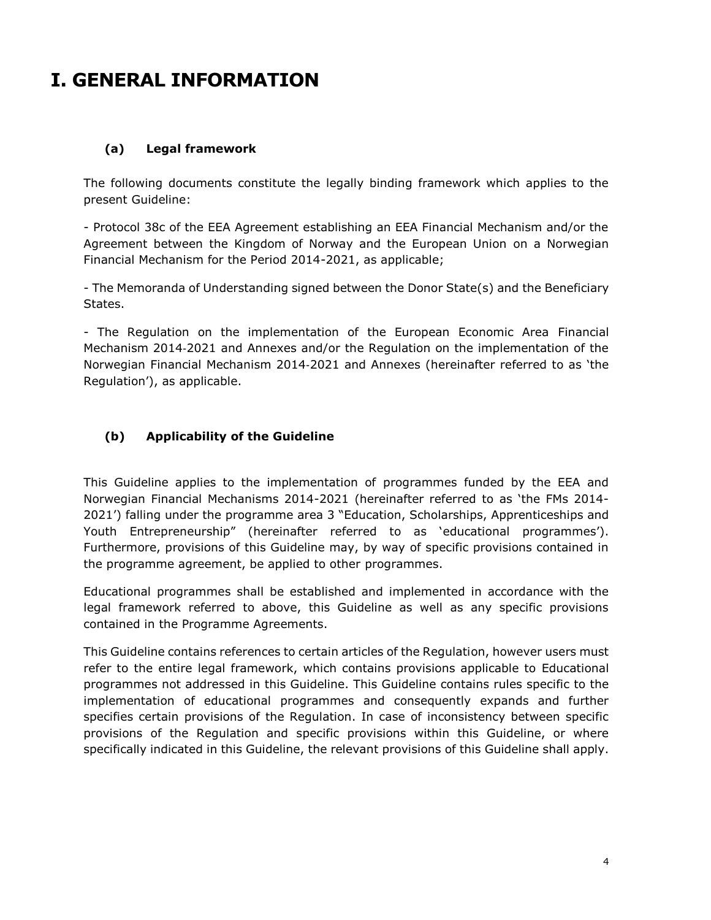# I. GENERAL INFORMATION

### (a) Legal framework

The following documents constitute the legally binding framework which applies to the present Guideline:

- Protocol 38c of the EEA Agreement establishing an EEA Financial Mechanism and/or the Agreement between the Kingdom of Norway and the European Union on a Norwegian Financial Mechanism for the Period 2014-2021, as applicable;

- The Memoranda of Understanding signed between the Donor State(s) and the Beneficiary States.

- The Regulation on the implementation of the European Economic Area Financial Mechanism 2014-2021 and Annexes and/or the Regulation on the implementation of the Norwegian Financial Mechanism 2014-2021 and Annexes (hereinafter referred to as 'the Regulation'), as applicable.

### (b) Applicability of the Guideline

This Guideline applies to the implementation of programmes funded by the EEA and Norwegian Financial Mechanisms 2014-2021 (hereinafter referred to as 'the FMs 2014-2021') falling under the programme area 3 "Education, Scholarships, Apprenticeships and Youth Entrepreneurship" (hereinafter referred to as 'educational programmes'). Furthermore, provisions of this Guideline may, by way of specific provisions contained in the programme agreement, be applied to other programmes.

Educational programmes shall be established and implemented in accordance with the legal framework referred to above, this Guideline as well as any specific provisions contained in the Programme Agreements.

This Guideline contains references to certain articles of the Regulation, however users must refer to the entire legal framework, which contains provisions applicable to Educational programmes not addressed in this Guideline. This Guideline contains rules specific to the implementation of educational programmes and consequently expands and further specifies certain provisions of the Regulation. In case of inconsistency between specific provisions of the Regulation and specific provisions within this Guideline, or where specifically indicated in this Guideline, the relevant provisions of this Guideline shall apply.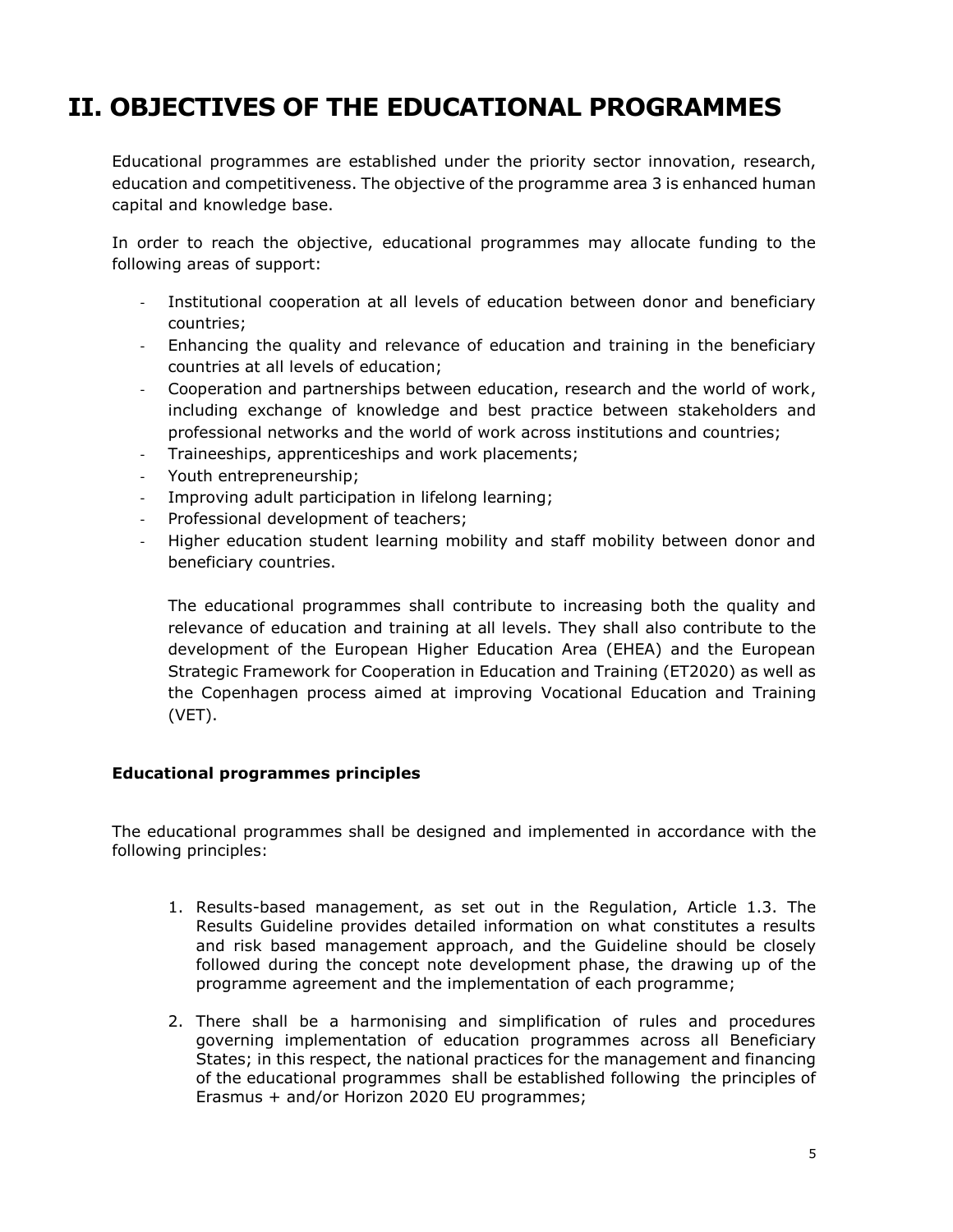# II. OBJECTIVES OF THE EDUCATIONAL PROGRAMMES

Educational programmes are established under the priority sector innovation, research, education and competitiveness. The objective of the programme area 3 is enhanced human capital and knowledge base.

In order to reach the objective, educational programmes may allocate funding to the following areas of support:

- Institutional cooperation at all levels of education between donor and beneficiary countries;
- Enhancing the quality and relevance of education and training in the beneficiary countries at all levels of education;
- Cooperation and partnerships between education, research and the world of work, including exchange of knowledge and best practice between stakeholders and professional networks and the world of work across institutions and countries;
- Traineeships, apprenticeships and work placements;
- Youth entrepreneurship;
- Improving adult participation in lifelong learning;
- Professional development of teachers;
- Higher education student learning mobility and staff mobility between donor and beneficiary countries.

The educational programmes shall contribute to increasing both the quality and relevance of education and training at all levels. They shall also contribute to the development of the European Higher Education Area (EHEA) and the European Strategic Framework for Cooperation in Education and Training (ET2020) as well as the Copenhagen process aimed at improving Vocational Education and Training (VET).

**Educational programmes principles**

The educational programmes shall be designed and implemented in accordance with the following principles:

1. Results-based management, as set out in the Regulation, Article 1.3. The Results Guideline provides detailed information on what constitutes a results and risk based management approach, and the Guideline should be closely followed during the concept note development phase, the drawing up of the programme agreement and the implementation of each programme;

2. There shall be a harmonising and simplification of rules and procedures governing implementation of education programmes across all Beneficiary States; in this respect, the national practices for the management and financing of the educational programmes shall be established following the principles of Erasmus + and/or Horizon 2020 EU programmes;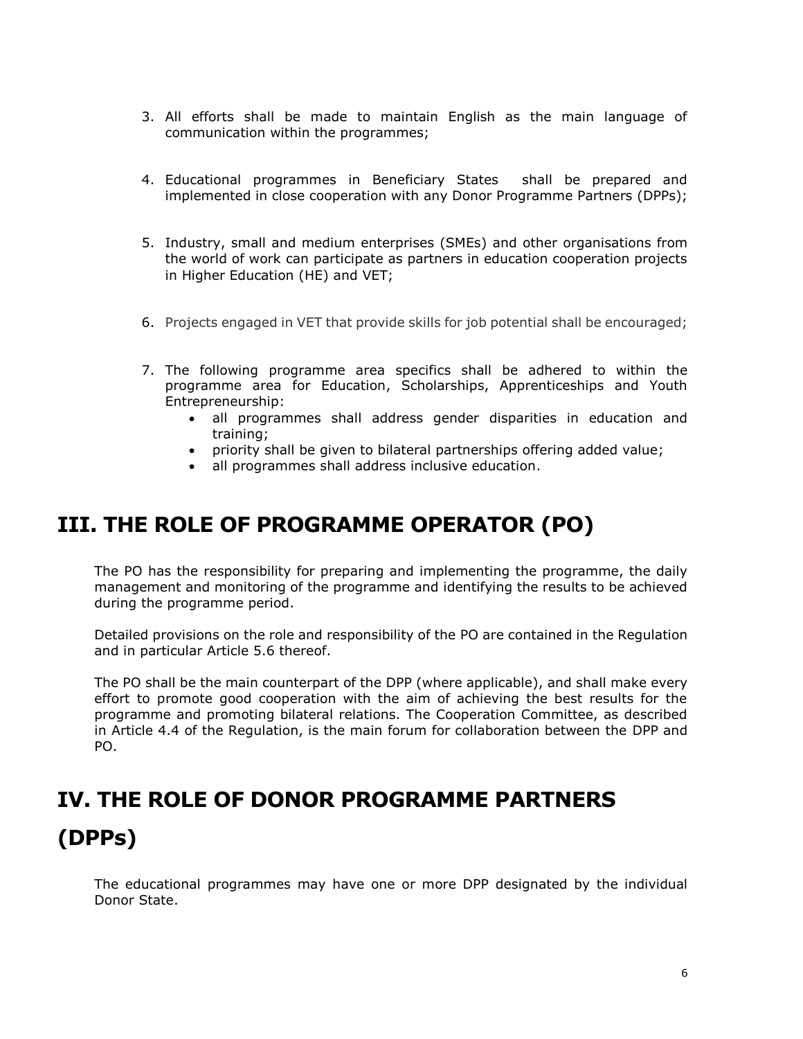3. All efforts shall be made to maintain English as the main language of communication within the programmes;

4. Educational programmes in Beneficiary States shall be prepared and implemented in close cooperation with any Donor Programme Partners (DPPs);

5. Industry, small and medium enterprises (SMEs) and other organisations from the world of work can participate as partners in education cooperation projects in Higher Education (HE) and VET;

6. Projects engaged in VET that provide skills for job potential shall be encouraged;

7. The following programme area specifics shall be adhered to within the programme area for Education, Scholarships, Apprenticeships and Youth Entrepreneurship:
   - all programmes shall address gender disparities in education and training;
   - priority shall be given to bilateral partnerships offering added value;
   - all programmes shall address inclusive education.

# III. THE ROLE OF PROGRAMME OPERATOR (PO)

The PO has the responsibility for preparing and implementing the programme, the daily management and monitoring of the programme and identifying the results to be achieved during the programme period.

Detailed provisions on the role and responsibility of the PO are contained in the Regulation and in particular Article 5.6 thereof.

The PO shall be the main counterpart of the DPP (where applicable), and shall make every effort to promote good cooperation with the aim of achieving the best results for the programme and promoting bilateral relations. The Cooperation Committee, as described in Article 4.4 of the Regulation, is the main forum for collaboration between the DPP and PO.

# IV. THE ROLE OF DONOR PROGRAMME PARTNERS (DPPs)

The educational programmes may have one or more DPP designated by the individual Donor State.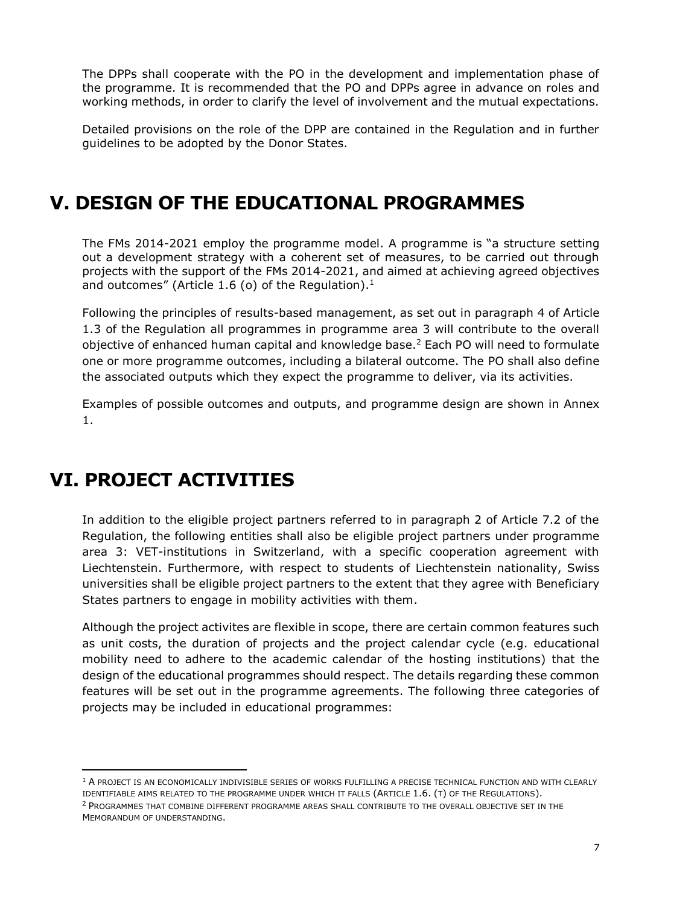The DPPs shall cooperate with the PO in the development and implementation phase of the programme. It is recommended that the PO and DPPs agree in advance on roles and working methods, in order to clarify the level of involvement and the mutual expectations.

Detailed provisions on the role of the DPP are contained in the Regulation and in further guidelines to be adopted by the Donor States.

# V. DESIGN OF THE EDUCATIONAL PROGRAMMES

The FMs 2014-2021 employ the programme model. A programme is "a structure setting out a development strategy with a coherent set of measures, to be carried out through projects with the support of the FMs 2014-2021, and aimed at achieving agreed objectives and outcomes" (Article 1.6 (o) of the Regulation).[1]

Following the principles of results-based management, as set out in paragraph 4 of Article 1.3 of the Regulation all programmes in programme area 3 will contribute to the overall objective of enhanced human capital and knowledge base.[2] Each PO will need to formulate one or more programme outcomes, including a bilateral outcome. The PO shall also define the associated outputs which they expect the programme to deliver, via its activities.

Examples of possible outcomes and outputs, and programme design are shown in Annex 1.

# VI. PROJECT ACTIVITIES

In addition to the eligible project partners referred to in paragraph 2 of Article 7.2 of the Regulation, the following entities shall also be eligible project partners under programme area 3: VET-institutions in Switzerland, with a specific cooperation agreement with Liechtenstein. Furthermore, with respect to students of Liechtenstein nationality, Swiss universities shall be eligible project partners to the extent that they agree with Beneficiary States partners to engage in mobility activities with them.

Although the project activites are flexible in scope, there are certain common features such as unit costs, the duration of projects and the project calendar cycle (e.g. educational mobility need to adhere to the academic calendar of the hosting institutions) that the design of the educational programmes should respect. The details regarding these common features will be set out in the programme agreements. The following three categories of projects may be included in educational programmes:

---

[1] A project is an economically indivisible series of works fulfilling a precise technical function and with clearly identifiable aims related to the programme under which it falls (Article 1.6. (t) of the Regulations).

[2] Programmes that combine different programme areas shall contribute to the overall objective set in the Memorandum of understanding.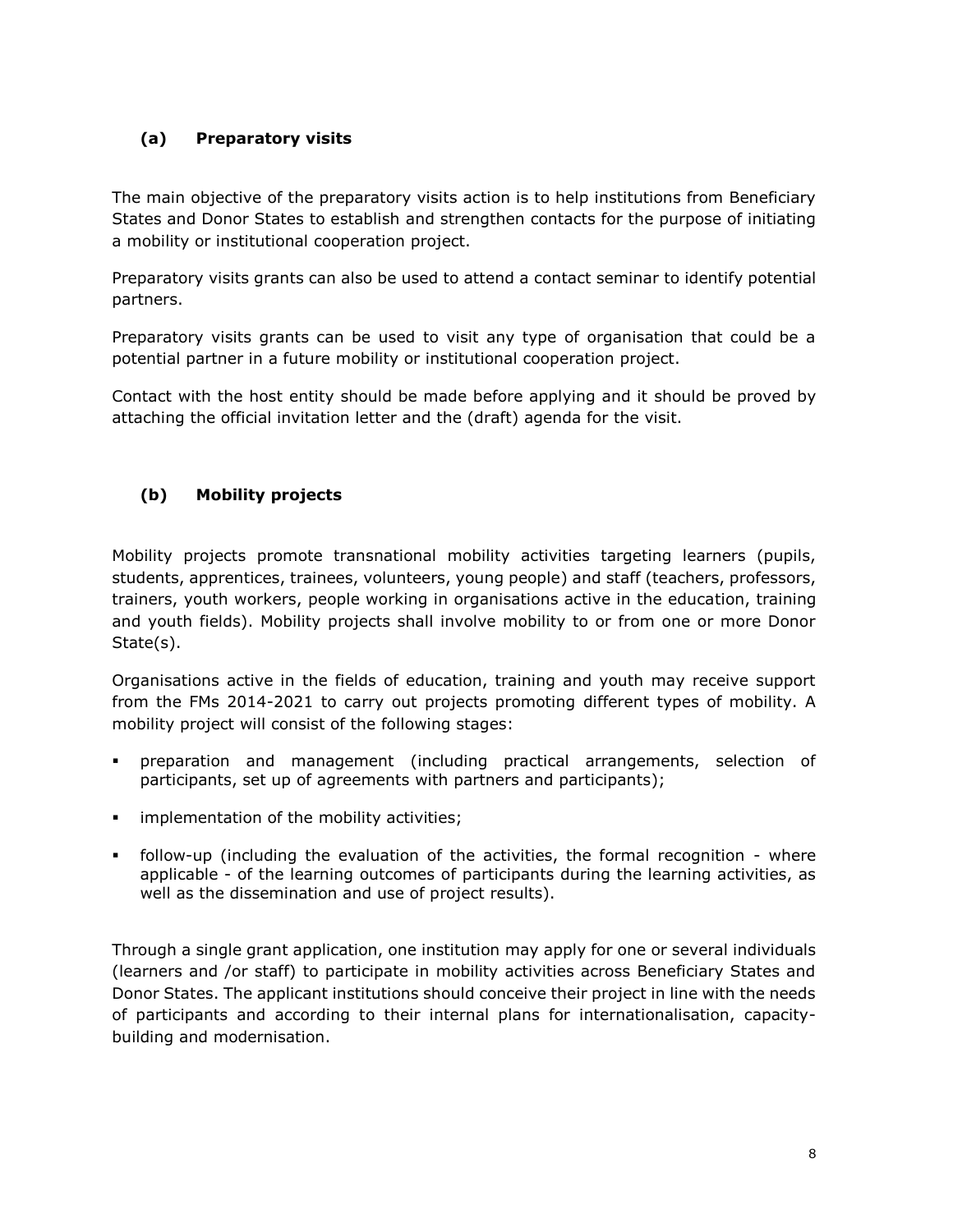### (a) Preparatory visits

The main objective of the preparatory visits action is to help institutions from Beneficiary States and Donor States to establish and strengthen contacts for the purpose of initiating a mobility or institutional cooperation project.

Preparatory visits grants can also be used to attend a contact seminar to identify potential partners.

Preparatory visits grants can be used to visit any type of organisation that could be a potential partner in a future mobility or institutional cooperation project.

Contact with the host entity should be made before applying and it should be proved by attaching the official invitation letter and the (draft) agenda for the visit.

### (b) Mobility projects

Mobility projects promote transnational mobility activities targeting learners (pupils, students, apprentices, trainees, volunteers, young people) and staff (teachers, professors, trainers, youth workers, people working in organisations active in the education, training and youth fields). Mobility projects shall involve mobility to or from one or more Donor State(s).

Organisations active in the fields of education, training and youth may receive support from the FMs 2014-2021 to carry out projects promoting different types of mobility. A mobility project will consist of the following stages:

- preparation and management (including practical arrangements, selection of participants, set up of agreements with partners and participants);
- implementation of the mobility activities;
- follow-up (including the evaluation of the activities, the formal recognition - where applicable - of the learning outcomes of participants during the learning activities, as well as the dissemination and use of project results).

Through a single grant application, one institution may apply for one or several individuals (learners and /or staff) to participate in mobility activities across Beneficiary States and Donor States. The applicant institutions should conceive their project in line with the needs of participants and according to their internal plans for internationalisation, capacity-building and modernisation.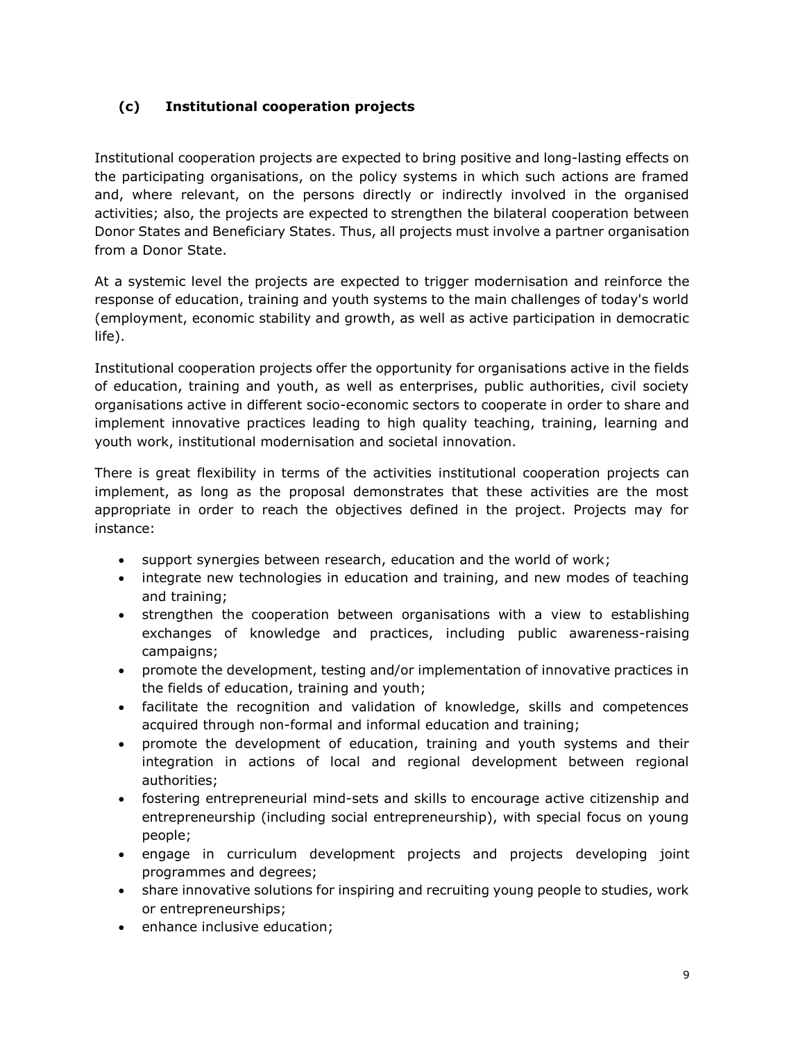### (c) Institutional cooperation projects

Institutional cooperation projects are expected to bring positive and long-lasting effects on the participating organisations, on the policy systems in which such actions are framed and, where relevant, on the persons directly or indirectly involved in the organised activities; also, the projects are expected to strengthen the bilateral cooperation between Donor States and Beneficiary States. Thus, all projects must involve a partner organisation from a Donor State.

At a systemic level the projects are expected to trigger modernisation and reinforce the response of education, training and youth systems to the main challenges of today's world (employment, economic stability and growth, as well as active participation in democratic life).

Institutional cooperation projects offer the opportunity for organisations active in the fields of education, training and youth, as well as enterprises, public authorities, civil society organisations active in different socio-economic sectors to cooperate in order to share and implement innovative practices leading to high quality teaching, training, learning and youth work, institutional modernisation and societal innovation.

There is great flexibility in terms of the activities institutional cooperation projects can implement, as long as the proposal demonstrates that these activities are the most appropriate in order to reach the objectives defined in the project. Projects may for instance:

- support synergies between research, education and the world of work;
- integrate new technologies in education and training, and new modes of teaching and training;
- strengthen the cooperation between organisations with a view to establishing exchanges of knowledge and practices, including public awareness-raising campaigns;
- promote the development, testing and/or implementation of innovative practices in the fields of education, training and youth;
- facilitate the recognition and validation of knowledge, skills and competences acquired through non-formal and informal education and training;
- promote the development of education, training and youth systems and their integration in actions of local and regional development between regional authorities;
- fostering entrepreneurial mind-sets and skills to encourage active citizenship and entrepreneurship (including social entrepreneurship), with special focus on young people;
- engage in curriculum development projects and projects developing joint programmes and degrees;
- share innovative solutions for inspiring and recruiting young people to studies, work or entrepreneurships;
- enhance inclusive education;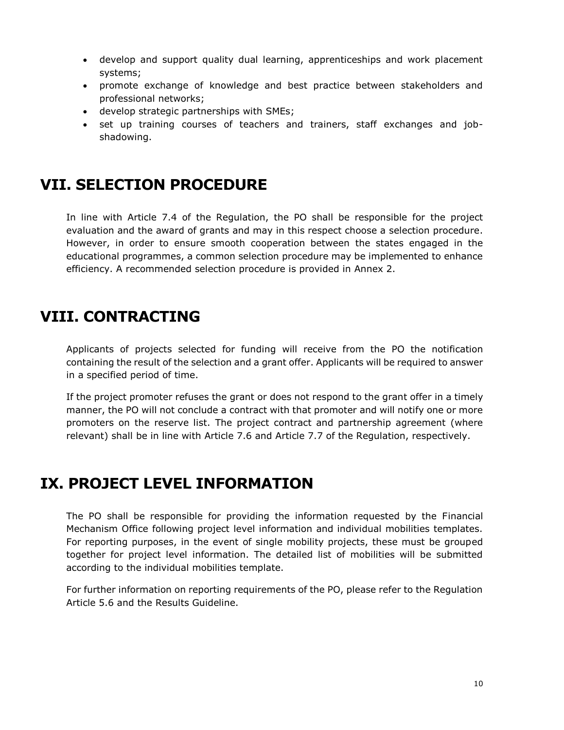- develop and support quality dual learning, apprenticeships and work placement systems;
- promote exchange of knowledge and best practice between stakeholders and professional networks;
- develop strategic partnerships with SMEs;
- set up training courses of teachers and trainers, staff exchanges and job-shadowing.

# VII. SELECTION PROCEDURE

In line with Article 7.4 of the Regulation, the PO shall be responsible for the project evaluation and the award of grants and may in this respect choose a selection procedure. However, in order to ensure smooth cooperation between the states engaged in the educational programmes, a common selection procedure may be implemented to enhance efficiency. A recommended selection procedure is provided in Annex 2.

# VIII. CONTRACTING

Applicants of projects selected for funding will receive from the PO the notification containing the result of the selection and a grant offer. Applicants will be required to answer in a specified period of time.

If the project promoter refuses the grant or does not respond to the grant offer in a timely manner, the PO will not conclude a contract with that promoter and will notify one or more promoters on the reserve list. The project contract and partnership agreement (where relevant) shall be in line with Article 7.6 and Article 7.7 of the Regulation, respectively.

# IX. PROJECT LEVEL INFORMATION

The PO shall be responsible for providing the information requested by the Financial Mechanism Office following project level information and individual mobilities templates. For reporting purposes, in the event of single mobility projects, these must be grouped together for project level information. The detailed list of mobilities will be submitted according to the individual mobilities template.

For further information on reporting requirements of the PO, please refer to the Regulation Article 5.6 and the Results Guideline.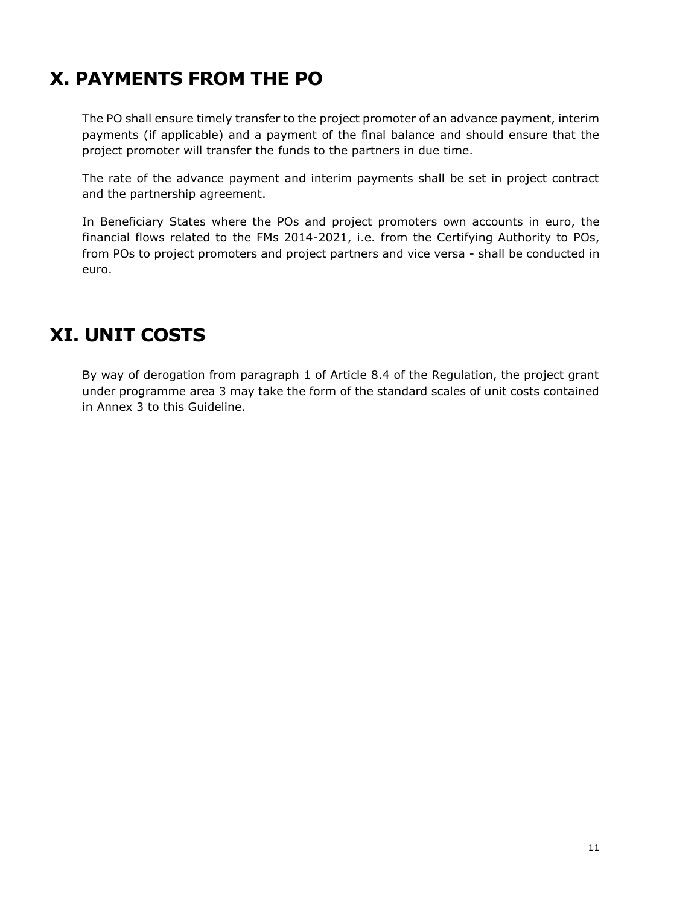# X. PAYMENTS FROM THE PO

The PO shall ensure timely transfer to the project promoter of an advance payment, interim payments (if applicable) and a payment of the final balance and should ensure that the project promoter will transfer the funds to the partners in due time.

The rate of the advance payment and interim payments shall be set in project contract and the partnership agreement.

In Beneficiary States where the POs and project promoters own accounts in euro, the financial flows related to the FMs 2014-2021, i.e. from the Certifying Authority to POs, from POs to project promoters and project partners and vice versa - shall be conducted in euro.

# XI. UNIT COSTS

By way of derogation from paragraph 1 of Article 8.4 of the Regulation, the project grant under programme area 3 may take the form of the standard scales of unit costs contained in Annex 3 to this Guideline.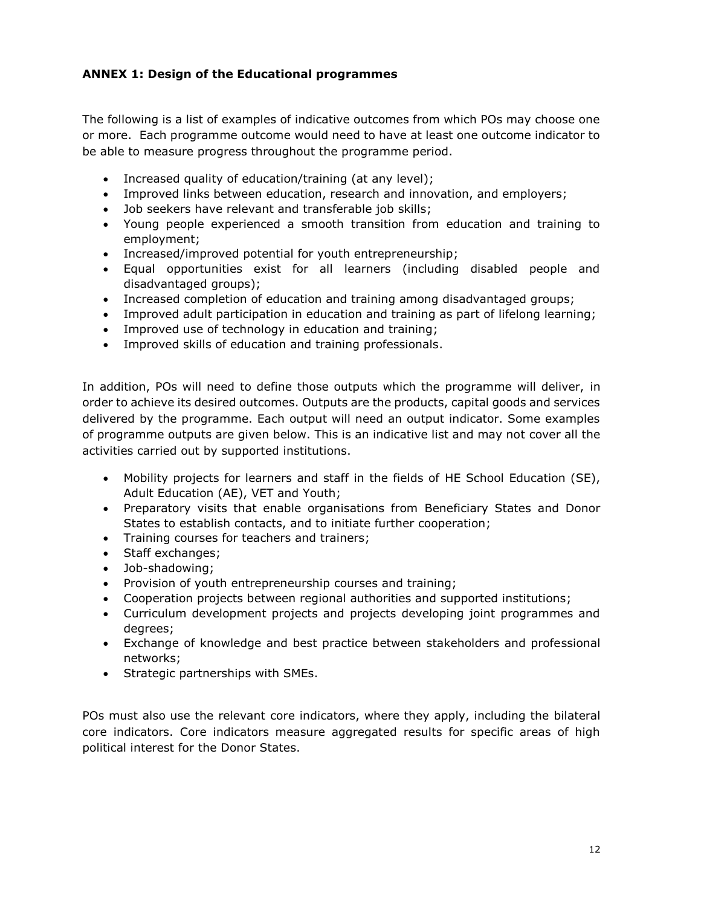## ANNEX 1: Design of the Educational programmes

The following is a list of examples of indicative outcomes from which POs may choose one or more. Each programme outcome would need to have at least one outcome indicator to be able to measure progress throughout the programme period.

- Increased quality of education/training (at any level);
- Improved links between education, research and innovation, and employers;
- Job seekers have relevant and transferable job skills;
- Young people experienced a smooth transition from education and training to employment;
- Increased/improved potential for youth entrepreneurship;
- Equal opportunities exist for all learners (including disabled people and disadvantaged groups);
- Increased completion of education and training among disadvantaged groups;
- Improved adult participation in education and training as part of lifelong learning;
- Improved use of technology in education and training;
- Improved skills of education and training professionals.

In addition, POs will need to define those outputs which the programme will deliver, in order to achieve its desired outcomes. Outputs are the products, capital goods and services delivered by the programme. Each output will need an output indicator. Some examples of programme outputs are given below. This is an indicative list and may not cover all the activities carried out by supported institutions.

- Mobility projects for learners and staff in the fields of HE School Education (SE), Adult Education (AE), VET and Youth;
- Preparatory visits that enable organisations from Beneficiary States and Donor States to establish contacts, and to initiate further cooperation;
- Training courses for teachers and trainers;
- Staff exchanges;
- Job-shadowing;
- Provision of youth entrepreneurship courses and training;
- Cooperation projects between regional authorities and supported institutions;
- Curriculum development projects and projects developing joint programmes and degrees;
- Exchange of knowledge and best practice between stakeholders and professional networks;
- Strategic partnerships with SMEs.

POs must also use the relevant core indicators, where they apply, including the bilateral core indicators. Core indicators measure aggregated results for specific areas of high political interest for the Donor States.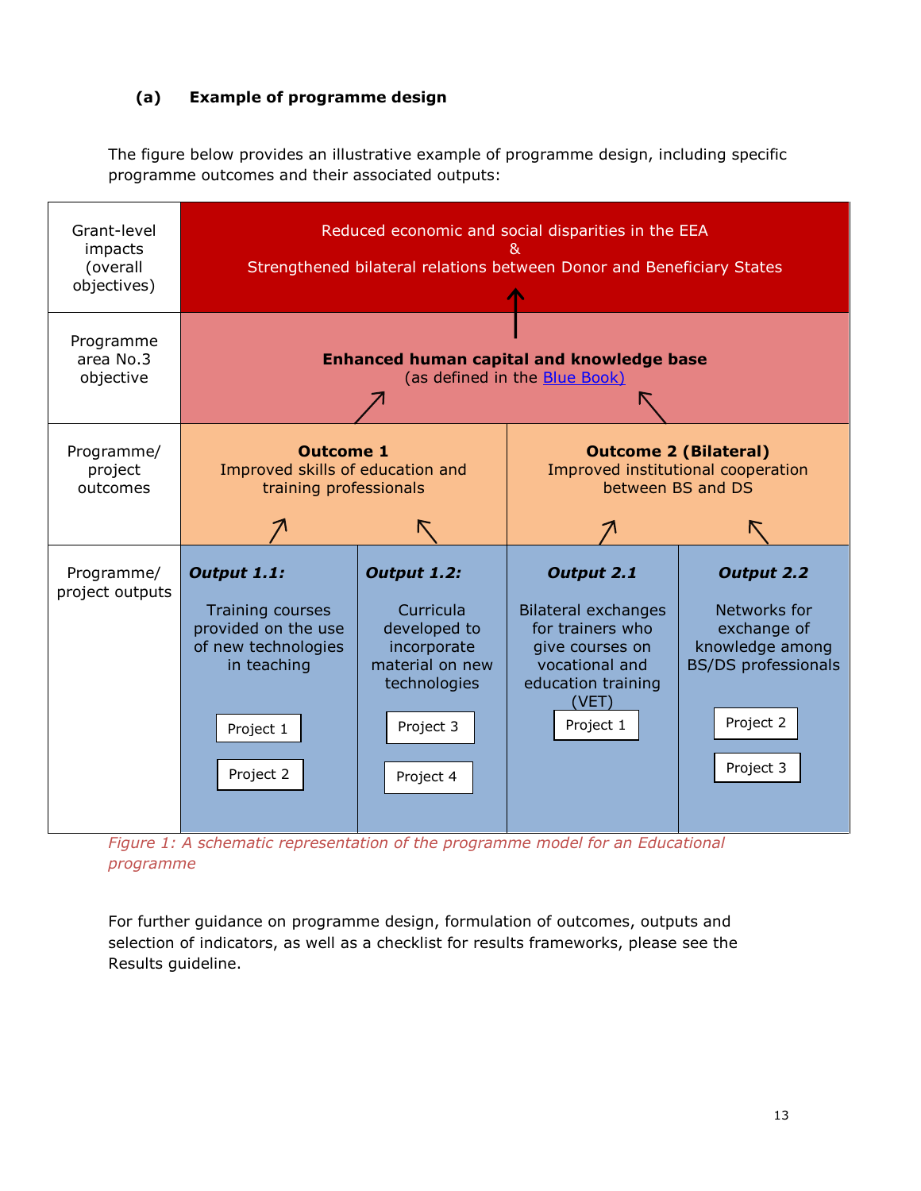### (a) Example of programme design

The figure below provides an illustrative example of programme design, including specific programme outcomes and their associated outputs:

| | | | | |
|---|---|---|---|---|
| Grant-level impacts (overall objectives) | Reduced economic and social disparities in the EEA & Strengthened bilateral relations between Donor and Beneficiary States | | | |
| Programme area No.3 objective | **Enhanced human capital and knowledge base** (as defined in the Blue Book) | | | |
| Programme/ project outcomes | **Outcome 1** Improved skills of education and training professionals | | **Outcome 2 (Bilateral)** Improved institutional cooperation between BS and DS | |
| Programme/ project outputs | ***Output 1.1:*** Training courses provided on the use of new technologies in teaching<br>Project 1<br>Project 2 | ***Output 1.2:*** Curricula developed to incorporate material on new technologies<br>Project 3<br>Project 4 | ***Output 2.1*** Bilateral exchanges for trainers who give courses on vocational and education training (VET)<br>Project 1 | ***Output 2.2*** Networks for exchange of knowledge among BS/DS professionals<br>Project 2<br>Project 3 |

*Figure 1: A schematic representation of the programme model for an Educational programme*

For further guidance on programme design, formulation of outcomes, outputs and selection of indicators, as well as a checklist for results frameworks, please see the Results guideline.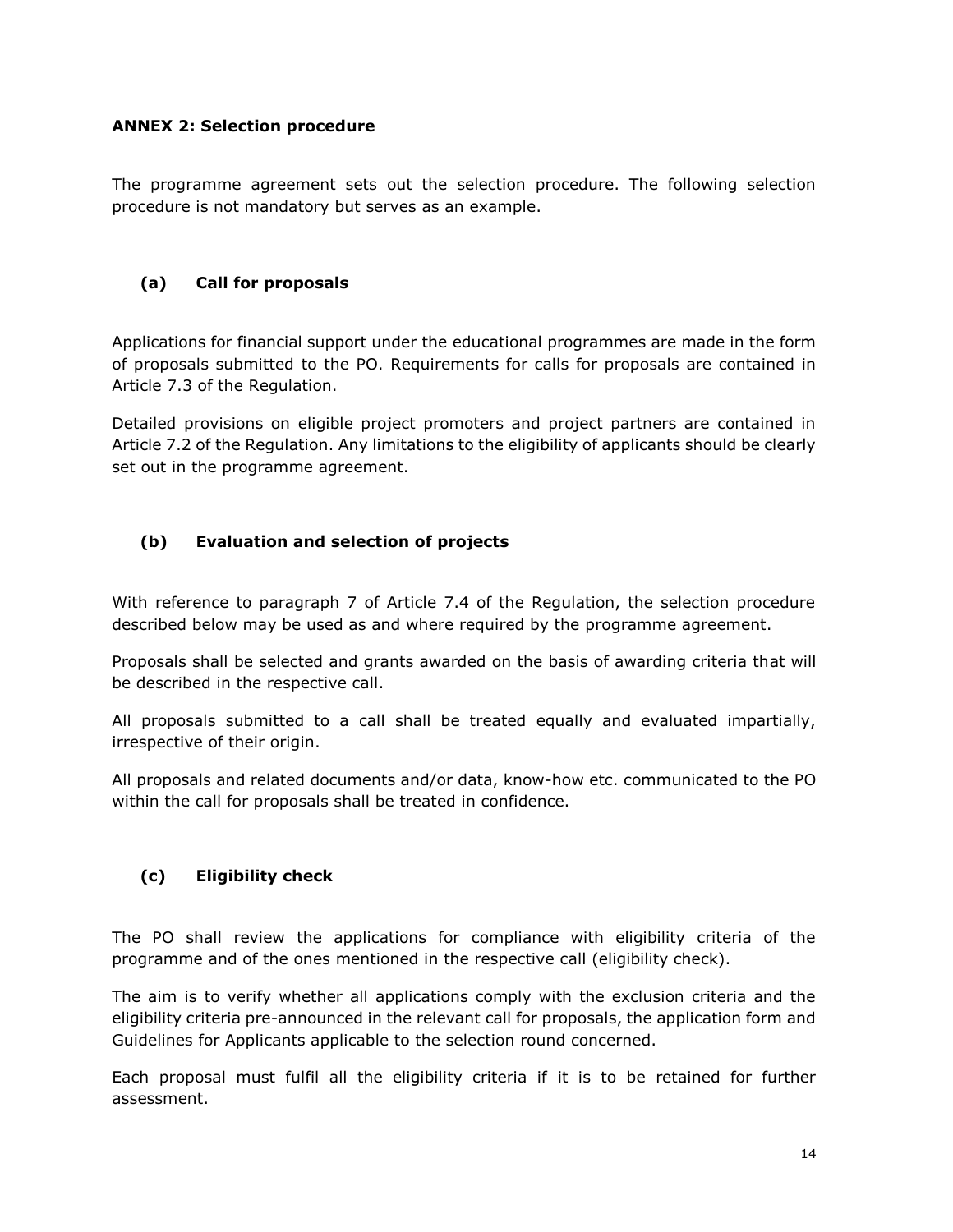**ANNEX 2: Selection procedure**

The programme agreement sets out the selection procedure. The following selection procedure is not mandatory but serves as an example.

### (a) Call for proposals

Applications for financial support under the educational programmes are made in the form of proposals submitted to the PO. Requirements for calls for proposals are contained in Article 7.3 of the Regulation.

Detailed provisions on eligible project promoters and project partners are contained in Article 7.2 of the Regulation. Any limitations to the eligibility of applicants should be clearly set out in the programme agreement.

### (b) Evaluation and selection of projects

With reference to paragraph 7 of Article 7.4 of the Regulation, the selection procedure described below may be used as and where required by the programme agreement.

Proposals shall be selected and grants awarded on the basis of awarding criteria that will be described in the respective call.

All proposals submitted to a call shall be treated equally and evaluated impartially, irrespective of their origin.

All proposals and related documents and/or data, know-how etc. communicated to the PO within the call for proposals shall be treated in confidence.

### (c) Eligibility check

The PO shall review the applications for compliance with eligibility criteria of the programme and of the ones mentioned in the respective call (eligibility check).

The aim is to verify whether all applications comply with the exclusion criteria and the eligibility criteria pre-announced in the relevant call for proposals, the application form and Guidelines for Applicants applicable to the selection round concerned.

Each proposal must fulfil all the eligibility criteria if it is to be retained for further assessment.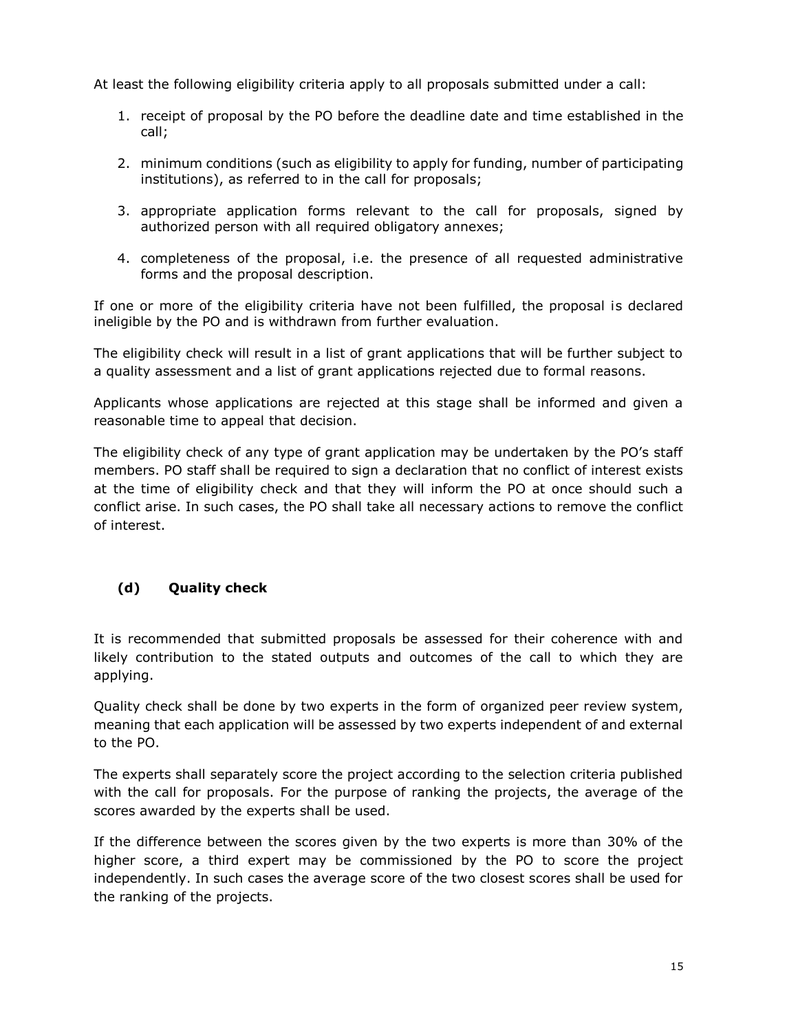At least the following eligibility criteria apply to all proposals submitted under a call:

1. receipt of proposal by the PO before the deadline date and time established in the call;

2. minimum conditions (such as eligibility to apply for funding, number of participating institutions), as referred to in the call for proposals;

3. appropriate application forms relevant to the call for proposals, signed by authorized person with all required obligatory annexes;

4. completeness of the proposal, i.e. the presence of all requested administrative forms and the proposal description.

If one or more of the eligibility criteria have not been fulfilled, the proposal is declared ineligible by the PO and is withdrawn from further evaluation.

The eligibility check will result in a list of grant applications that will be further subject to a quality assessment and a list of grant applications rejected due to formal reasons.

Applicants whose applications are rejected at this stage shall be informed and given a reasonable time to appeal that decision.

The eligibility check of any type of grant application may be undertaken by the PO's staff members. PO staff shall be required to sign a declaration that no conflict of interest exists at the time of eligibility check and that they will inform the PO at once should such a conflict arise. In such cases, the PO shall take all necessary actions to remove the conflict of interest.

### (d) Quality check

It is recommended that submitted proposals be assessed for their coherence with and likely contribution to the stated outputs and outcomes of the call to which they are applying.

Quality check shall be done by two experts in the form of organized peer review system, meaning that each application will be assessed by two experts independent of and external to the PO.

The experts shall separately score the project according to the selection criteria published with the call for proposals. For the purpose of ranking the projects, the average of the scores awarded by the experts shall be used.

If the difference between the scores given by the two experts is more than 30% of the higher score, a third expert may be commissioned by the PO to score the project independently. In such cases the average score of the two closest scores shall be used for the ranking of the projects.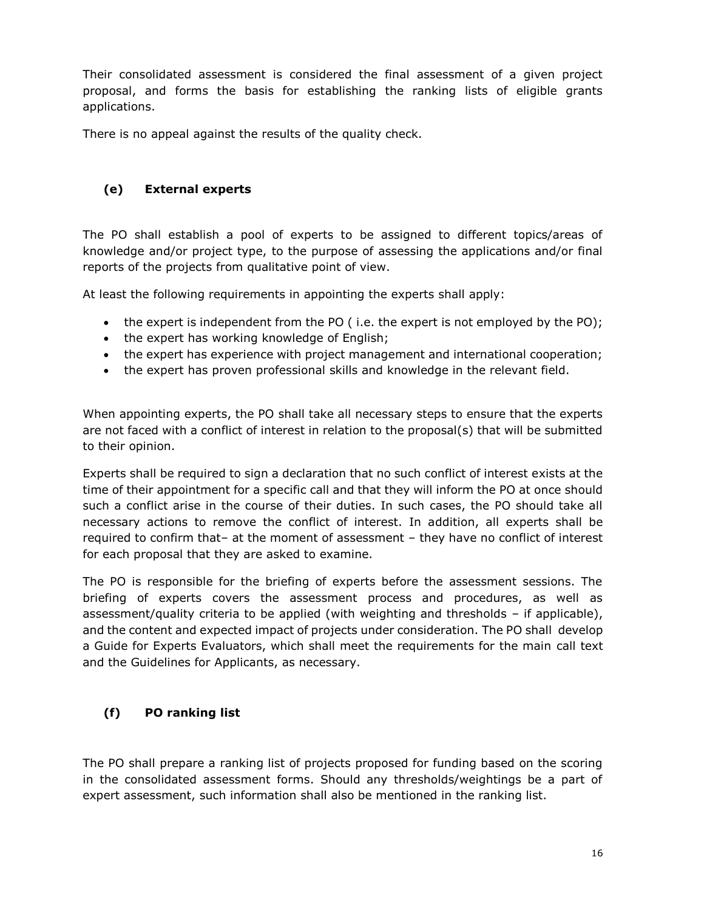Their consolidated assessment is considered the final assessment of a given project proposal, and forms the basis for establishing the ranking lists of eligible grants applications.

There is no appeal against the results of the quality check.

### (e) External experts

The PO shall establish a pool of experts to be assigned to different topics/areas of knowledge and/or project type, to the purpose of assessing the applications and/or final reports of the projects from qualitative point of view.

At least the following requirements in appointing the experts shall apply:

- the expert is independent from the PO ( i.e. the expert is not employed by the PO);
- the expert has working knowledge of English;
- the expert has experience with project management and international cooperation;
- the expert has proven professional skills and knowledge in the relevant field.

When appointing experts, the PO shall take all necessary steps to ensure that the experts are not faced with a conflict of interest in relation to the proposal(s) that will be submitted to their opinion.

Experts shall be required to sign a declaration that no such conflict of interest exists at the time of their appointment for a specific call and that they will inform the PO at once should such a conflict arise in the course of their duties. In such cases, the PO should take all necessary actions to remove the conflict of interest. In addition, all experts shall be required to confirm that– at the moment of assessment – they have no conflict of interest for each proposal that they are asked to examine.

The PO is responsible for the briefing of experts before the assessment sessions. The briefing of experts covers the assessment process and procedures, as well as assessment/quality criteria to be applied (with weighting and thresholds – if applicable), and the content and expected impact of projects under consideration. The PO shall develop a Guide for Experts Evaluators, which shall meet the requirements for the main call text and the Guidelines for Applicants, as necessary.

### (f) PO ranking list

The PO shall prepare a ranking list of projects proposed for funding based on the scoring in the consolidated assessment forms. Should any thresholds/weightings be a part of expert assessment, such information shall also be mentioned in the ranking list.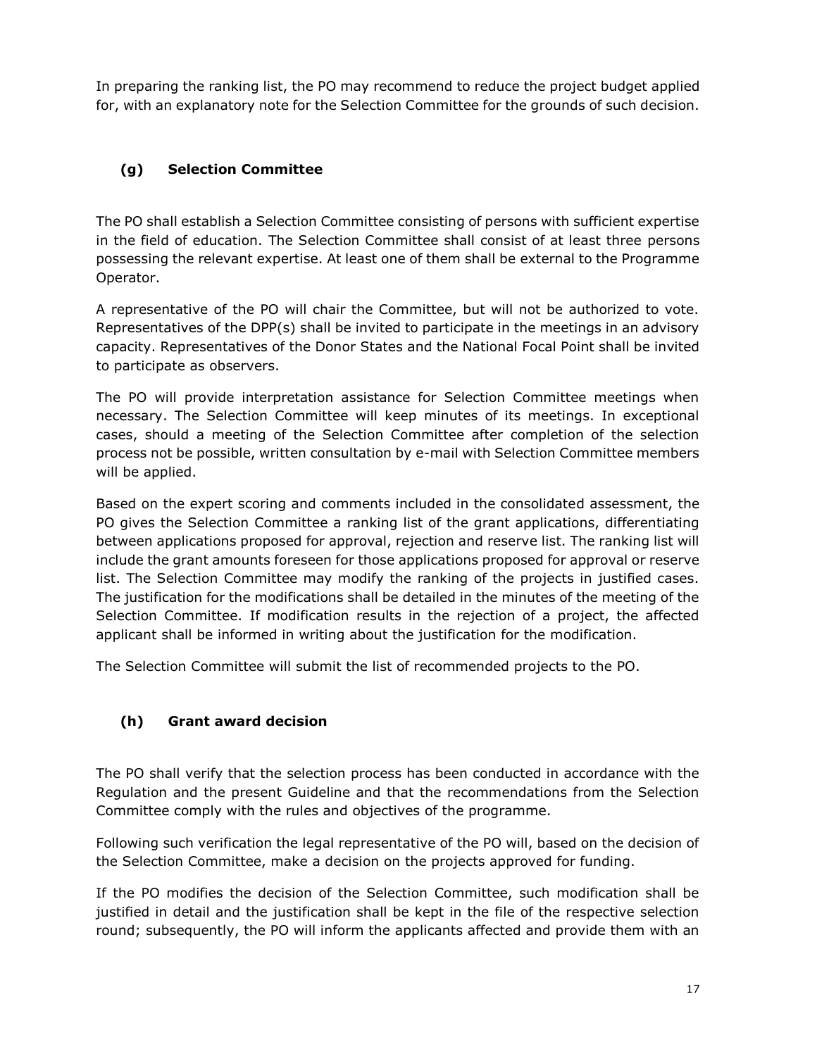In preparing the ranking list, the PO may recommend to reduce the project budget applied for, with an explanatory note for the Selection Committee for the grounds of such decision.

### (g) Selection Committee

The PO shall establish a Selection Committee consisting of persons with sufficient expertise in the field of education. The Selection Committee shall consist of at least three persons possessing the relevant expertise. At least one of them shall be external to the Programme Operator.

A representative of the PO will chair the Committee, but will not be authorized to vote. Representatives of the DPP(s) shall be invited to participate in the meetings in an advisory capacity. Representatives of the Donor States and the National Focal Point shall be invited to participate as observers.

The PO will provide interpretation assistance for Selection Committee meetings when necessary. The Selection Committee will keep minutes of its meetings. In exceptional cases, should a meeting of the Selection Committee after completion of the selection process not be possible, written consultation by e-mail with Selection Committee members will be applied.

Based on the expert scoring and comments included in the consolidated assessment, the PO gives the Selection Committee a ranking list of the grant applications, differentiating between applications proposed for approval, rejection and reserve list. The ranking list will include the grant amounts foreseen for those applications proposed for approval or reserve list. The Selection Committee may modify the ranking of the projects in justified cases. The justification for the modifications shall be detailed in the minutes of the meeting of the Selection Committee. If modification results in the rejection of a project, the affected applicant shall be informed in writing about the justification for the modification.

The Selection Committee will submit the list of recommended projects to the PO.

### (h) Grant award decision

The PO shall verify that the selection process has been conducted in accordance with the Regulation and the present Guideline and that the recommendations from the Selection Committee comply with the rules and objectives of the programme.

Following such verification the legal representative of the PO will, based on the decision of the Selection Committee, make a decision on the projects approved for funding.

If the PO modifies the decision of the Selection Committee, such modification shall be justified in detail and the justification shall be kept in the file of the respective selection round; subsequently, the PO will inform the applicants affected and provide them with an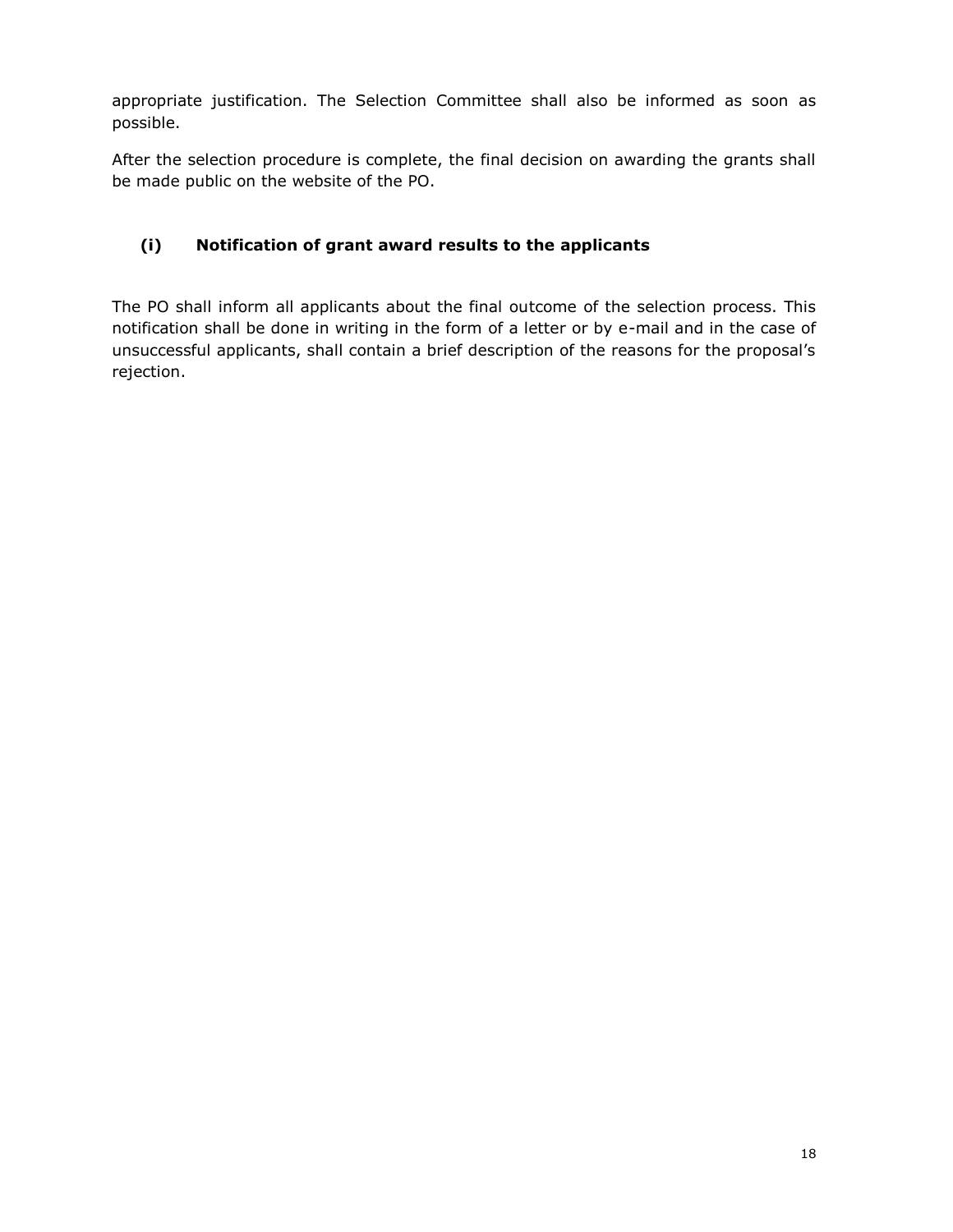appropriate justification. The Selection Committee shall also be informed as soon as possible.

After the selection procedure is complete, the final decision on awarding the grants shall be made public on the website of the PO.

### (i) Notification of grant award results to the applicants

The PO shall inform all applicants about the final outcome of the selection process. This notification shall be done in writing in the form of a letter or by e-mail and in the case of unsuccessful applicants, shall contain a brief description of the reasons for the proposal's rejection.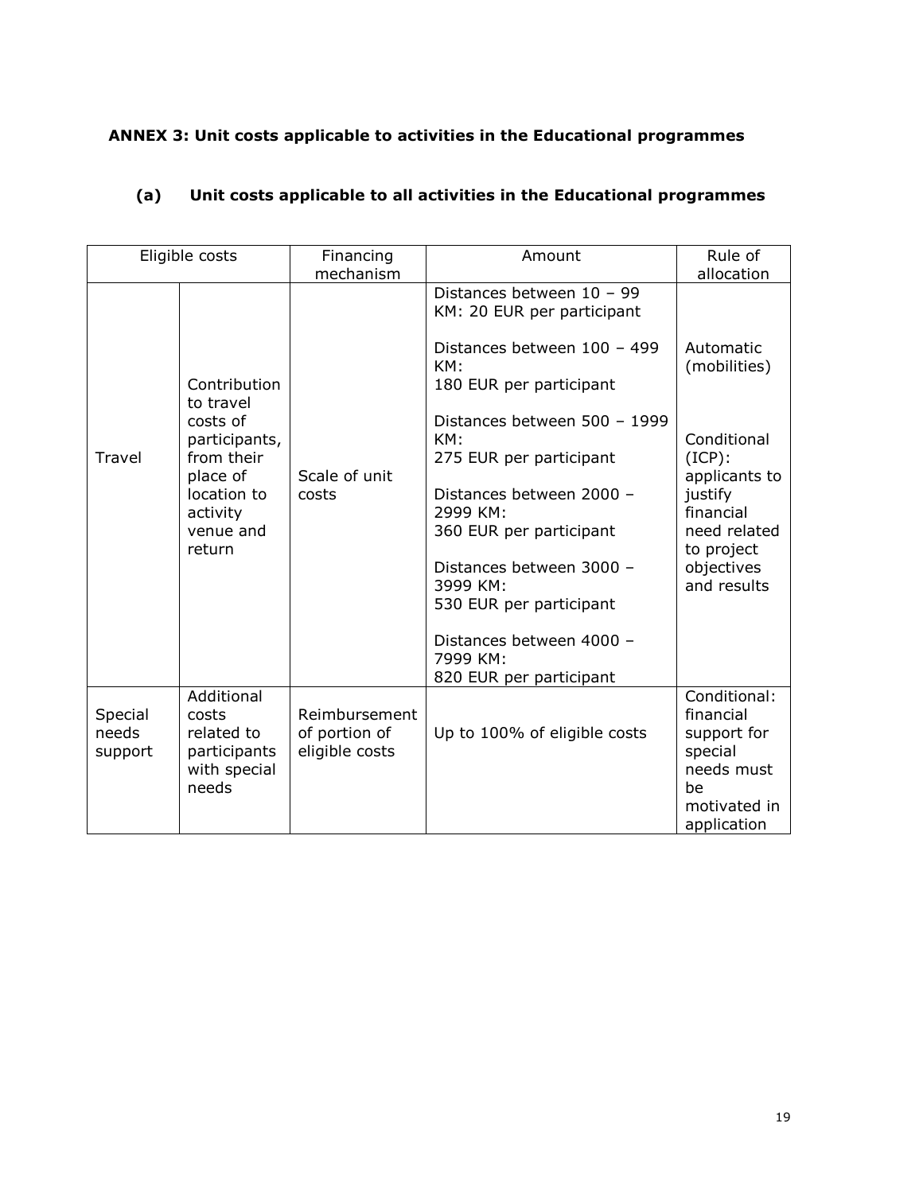**ANNEX 3: Unit costs applicable to activities in the Educational programmes**

**(a) Unit costs applicable to all activities in the Educational programmes**

| Eligible costs | | Financing mechanism | Amount | Rule of allocation |
|---|---|---|---|---|
| Travel | Contribution to travel costs of participants, from their place of location to activity venue and return | Scale of unit costs | Distances between 10 – 99 KM: 20 EUR per participant<br><br>Distances between 100 – 499 KM: 180 EUR per participant<br><br>Distances between 500 – 1999 KM: 275 EUR per participant<br><br>Distances between 2000 – 2999 KM: 360 EUR per participant<br><br>Distances between 3000 – 3999 KM: 530 EUR per participant<br><br>Distances between 4000 – 7999 KM: 820 EUR per participant | Automatic (mobilities)<br><br>Conditional (ICP): applicants to justify financial need related to project objectives and results |
| Special needs support | Additional costs related to participants with special needs | Reimbursement of portion of eligible costs | Up to 100% of eligible costs | Conditional: financial support for special needs must be motivated in application |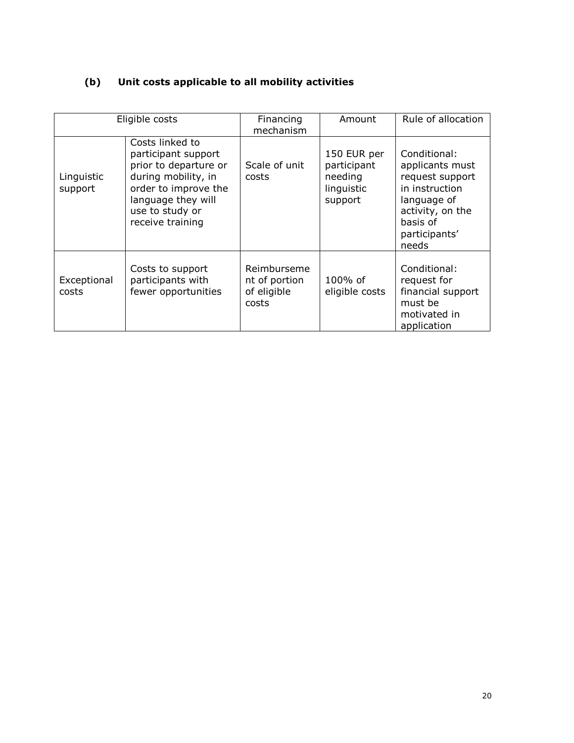### (b) Unit costs applicable to all mobility activities

| Eligible costs | | Financing mechanism | Amount | Rule of allocation |
|---|---|---|---|---|
| Linguistic support | Costs linked to participant support prior to departure or during mobility, in order to improve the language they will use to study or receive training | Scale of unit costs | 150 EUR per participant needing linguistic support | Conditional: applicants must request support in instruction language of activity, on the basis of participants' needs |
| Exceptional costs | Costs to support participants with fewer opportunities | Reimbursement of portion of eligible costs | 100% of eligible costs | Conditional: request for financial support must be motivated in application |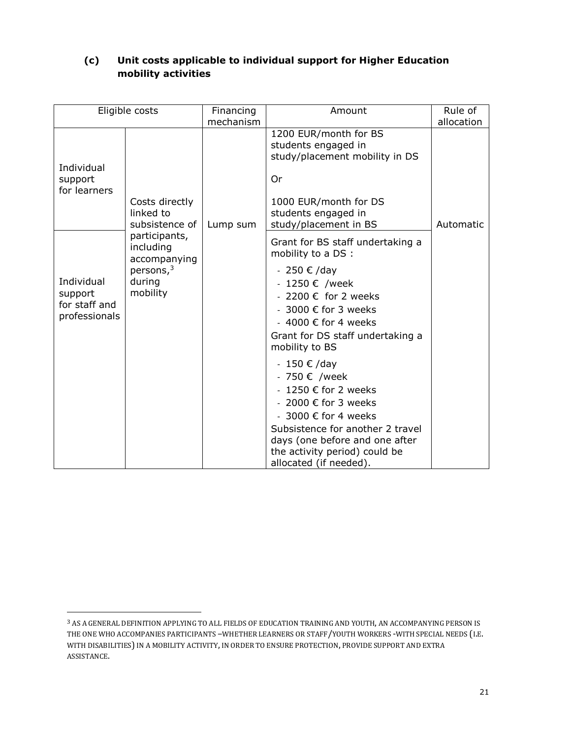### (c) Unit costs applicable to individual support for Higher Education mobility activities

| Eligible costs | | Financing mechanism | Amount | Rule of allocation |
|---|---|---|---|---|
| Individual support for learners | Costs directly linked to subsistence of participants, including accompanying persons,[3] during mobility | Lump sum | 1200 EUR/month for BS students engaged in study/placement mobility in DS<br><br>Or<br><br>1000 EUR/month for DS students engaged in study/placement in BS | Automatic |
| Individual support for staff and professionals | | | Grant for BS staff undertaking a mobility to a DS :<br>- 250 € /day<br>- 1250 € /week<br>- 2200 € for 2 weeks<br>- 3000 € for 3 weeks<br>- 4000 € for 4 weeks<br>Grant for DS staff undertaking a mobility to BS<br>- 150 € /day<br>- 750 € /week<br>- 1250 € for 2 weeks<br>- 2000 € for 3 weeks<br>- 3000 € for 4 weeks<br>Subsistence for another 2 travel days (one before and one after the activity period) could be allocated (if needed). | |

[3] AS A GENERAL DEFINITION APPLYING TO ALL FIELDS OF EDUCATION TRAINING AND YOUTH, AN ACCOMPANYING PERSON IS THE ONE WHO ACCOMPANIES PARTICIPANTS –WHETHER LEARNERS OR STAFF/YOUTH WORKERS -WITH SPECIAL NEEDS (I.E. WITH DISABILITIES) IN A MOBILITY ACTIVITY, IN ORDER TO ENSURE PROTECTION, PROVIDE SUPPORT AND EXTRA ASSISTANCE.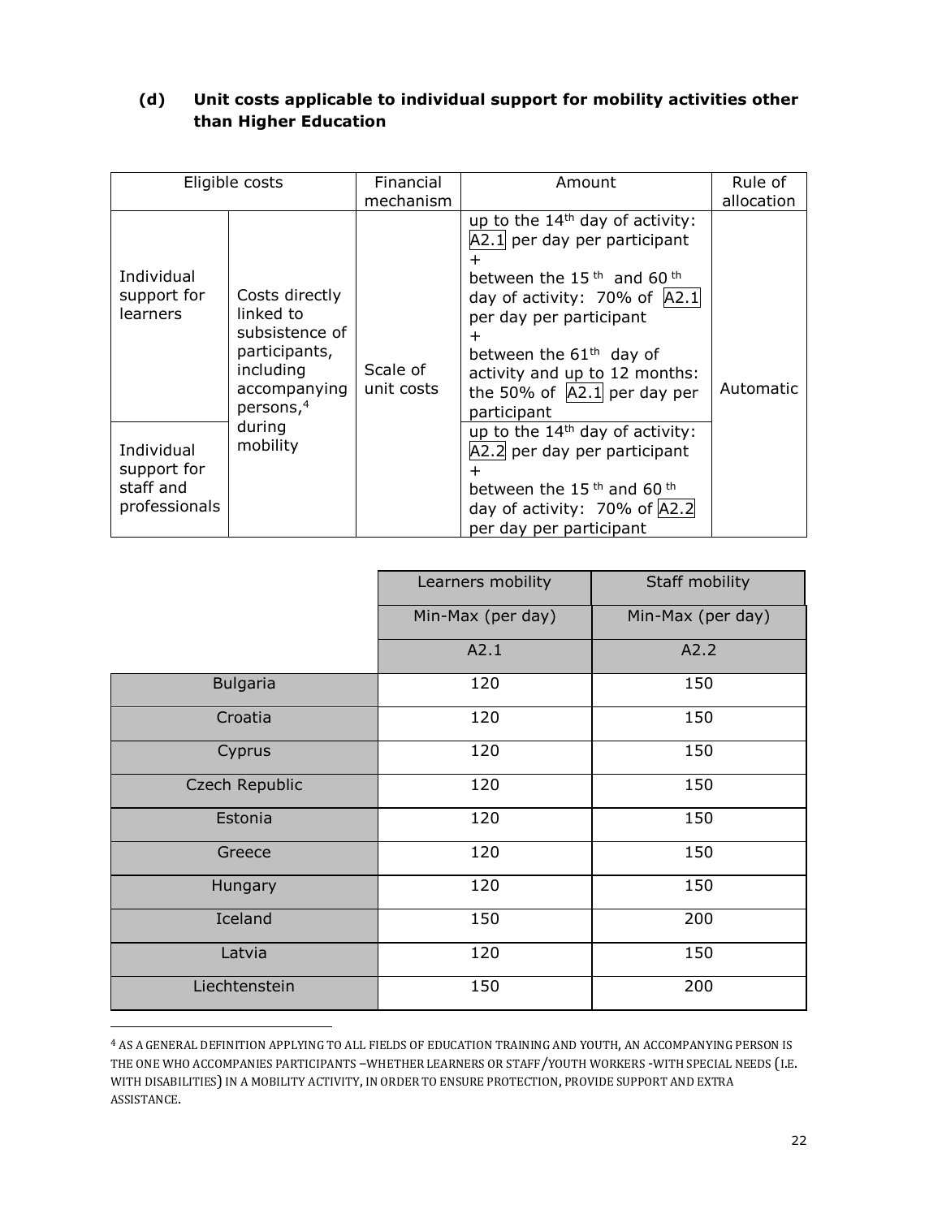### (d) Unit costs applicable to individual support for mobility activities other than Higher Education

| Eligible costs | | Financial mechanism | Amount | Rule of allocation |
|---|---|---|---|---|
| Individual support for learners | Costs directly linked to subsistence of participants, including accompanying persons,[4] during mobility | Scale of unit costs | up to the 14th day of activity: A2.1 per day per participant + between the 15th and 60th day of activity: 70% of A2.1 per day per participant + between the 61th day of activity and up to 12 months: the 50% of A2.1 per day per participant | Automatic |
| Individual support for staff and professionals | | | up to the 14th day of activity: A2.2 per day per participant + between the 15th and 60th day of activity: 70% of A2.2 per day per participant | |

| | Learners mobility | Staff mobility |
|---|---|---|
| | Min-Max (per day) | Min-Max (per day) |
| | A2.1 | A2.2 |
| Bulgaria | 120 | 150 |
| Croatia | 120 | 150 |
| Cyprus | 120 | 150 |
| Czech Republic | 120 | 150 |
| Estonia | 120 | 150 |
| Greece | 120 | 150 |
| Hungary | 120 | 150 |
| Iceland | 150 | 200 |
| Latvia | 120 | 150 |
| Liechtenstein | 150 | 200 |

[4] AS A GENERAL DEFINITION APPLYING TO ALL FIELDS OF EDUCATION TRAINING AND YOUTH, AN ACCOMPANYING PERSON IS THE ONE WHO ACCOMPANIES PARTICIPANTS –WHETHER LEARNERS OR STAFF/YOUTH WORKERS -WITH SPECIAL NEEDS (I.E. WITH DISABILITIES) IN A MOBILITY ACTIVITY, IN ORDER TO ENSURE PROTECTION, PROVIDE SUPPORT AND EXTRA ASSISTANCE.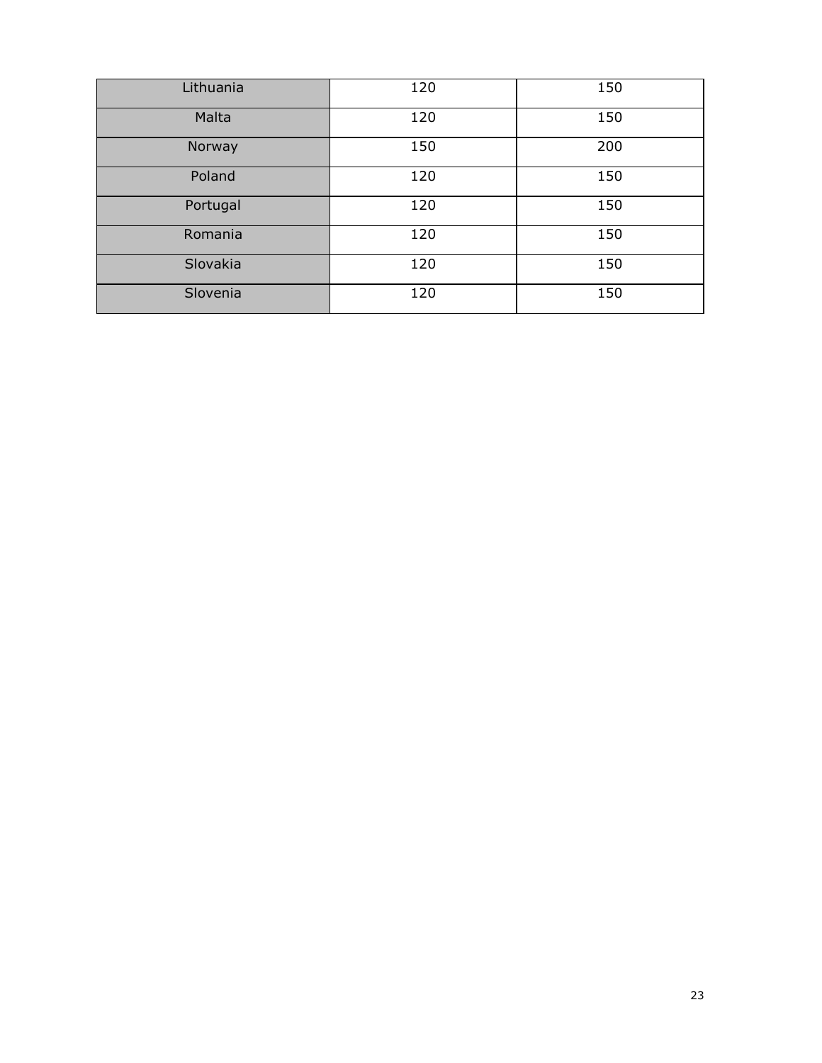| | | |
|---|---|---|
| Lithuania | 120 | 150 |
| Malta | 120 | 150 |
| Norway | 150 | 200 |
| Poland | 120 | 150 |
| Portugal | 120 | 150 |
| Romania | 120 | 150 |
| Slovakia | 120 | 150 |
| Slovenia | 120 | 150 |